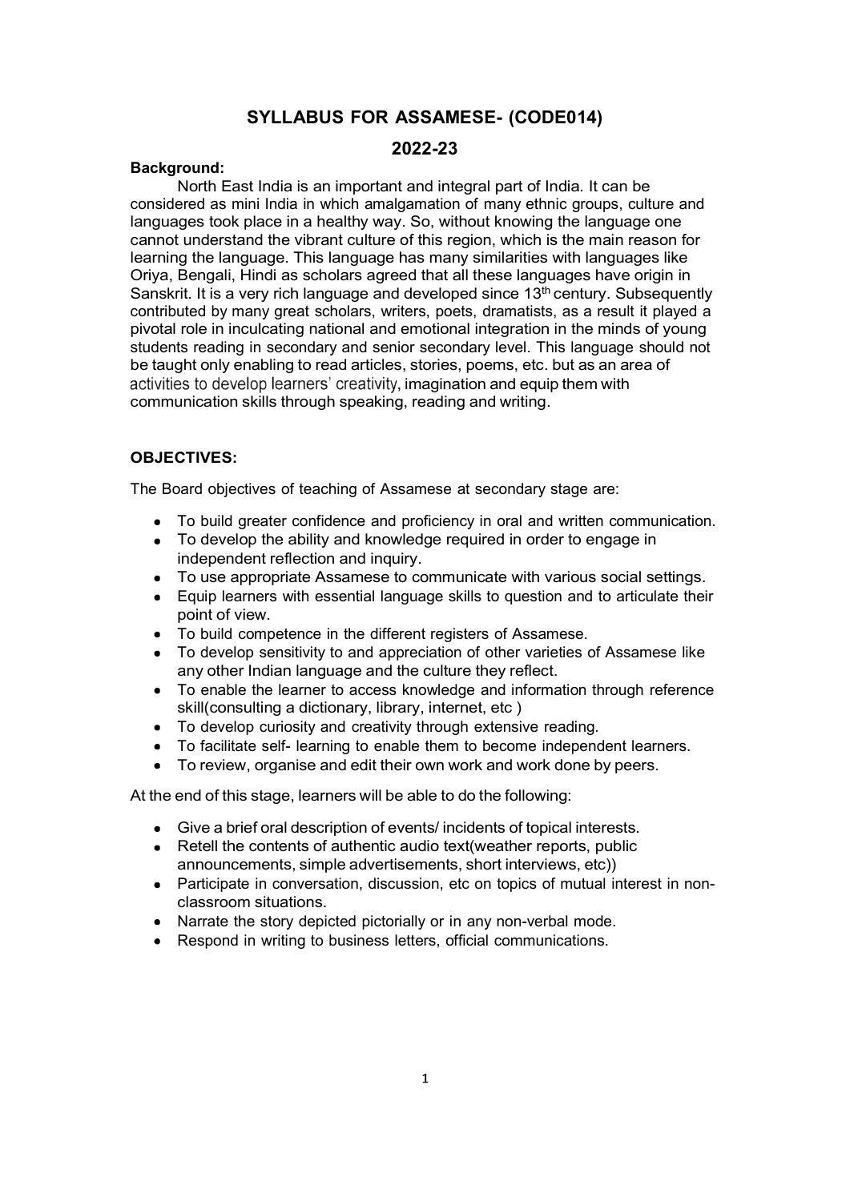# SYLLABUS FOR ASSAMESE- (CODE014)

## 2022-23

**Background:**

North East India is an important and integral part of India. It can be considered as mini India in which amalgamation of many ethnic groups, culture and languages took place in a healthy way. So, without knowing the language one cannot understand the vibrant culture of this region, which is the main reason for learning the language. This language has many similarities with languages like Oriya, Bengali, Hindi as scholars agreed that all these languages have origin in Sanskrit. It is a very rich language and developed since 13th century. Subsequently contributed by many great scholars, writers, poets, dramatists, as a result it played a pivotal role in inculcating national and emotional integration in the minds of young students reading in secondary and senior secondary level. This language should not be taught only enabling to read articles, stories, poems, etc. but as an area of activities to develop learners' creativity, imagination and equip them with communication skills through speaking, reading and writing.

**OBJECTIVES:**

The Board objectives of teaching of Assamese at secondary stage are:

- To build greater confidence and proficiency in oral and written communication.
- To develop the ability and knowledge required in order to engage in independent reflection and inquiry.
- To use appropriate Assamese to communicate with various social settings.
- Equip learners with essential language skills to question and to articulate their point of view.
- To build competence in the different registers of Assamese.
- To develop sensitivity to and appreciation of other varieties of Assamese like any other Indian language and the culture they reflect.
- To enable the learner to access knowledge and information through reference skill(consulting a dictionary, library, internet, etc )
- To develop curiosity and creativity through extensive reading.
- To facilitate self- learning to enable them to become independent learners.
- To review, organise and edit their own work and work done by peers.

At the end of this stage, learners will be able to do the following:

- Give a brief oral description of events/ incidents of topical interests.
- Retell the contents of authentic audio text(weather reports, public announcements, simple advertisements, short interviews, etc))
- Participate in conversation, discussion, etc on topics of mutual interest in non-classroom situations.
- Narrate the story depicted pictorially or in any non-verbal mode.
- Respond in writing to business letters, official communications.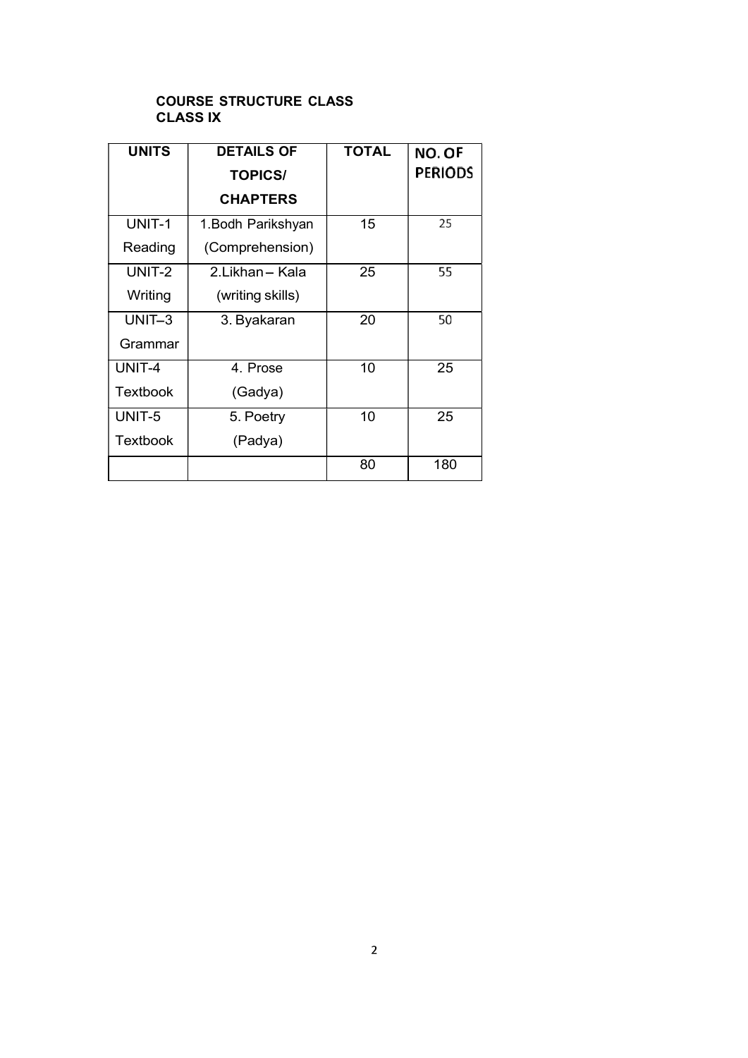**COURSE STRUCTURE CLASS**
**CLASS IX**

| UNITS | DETAILS OF TOPICS/ CHAPTERS | TOTAL | NO. OF PERIODS |
|---|---|---|---|
| UNIT-1 Reading | 1.Bodh Parikshyan (Comprehension) | 15 | 25 |
| UNIT-2 Writing | 2.Likhan – Kala (writing skills) | 25 | 55 |
| UNIT–3 Grammar | 3. Byakaran | 20 | 50 |
| UNIT-4 Textbook | 4. Prose (Gadya) | 10 | 25 |
| UNIT-5 Textbook | 5. Poetry (Padya) | 10 | 25 |
| | | 80 | 180 |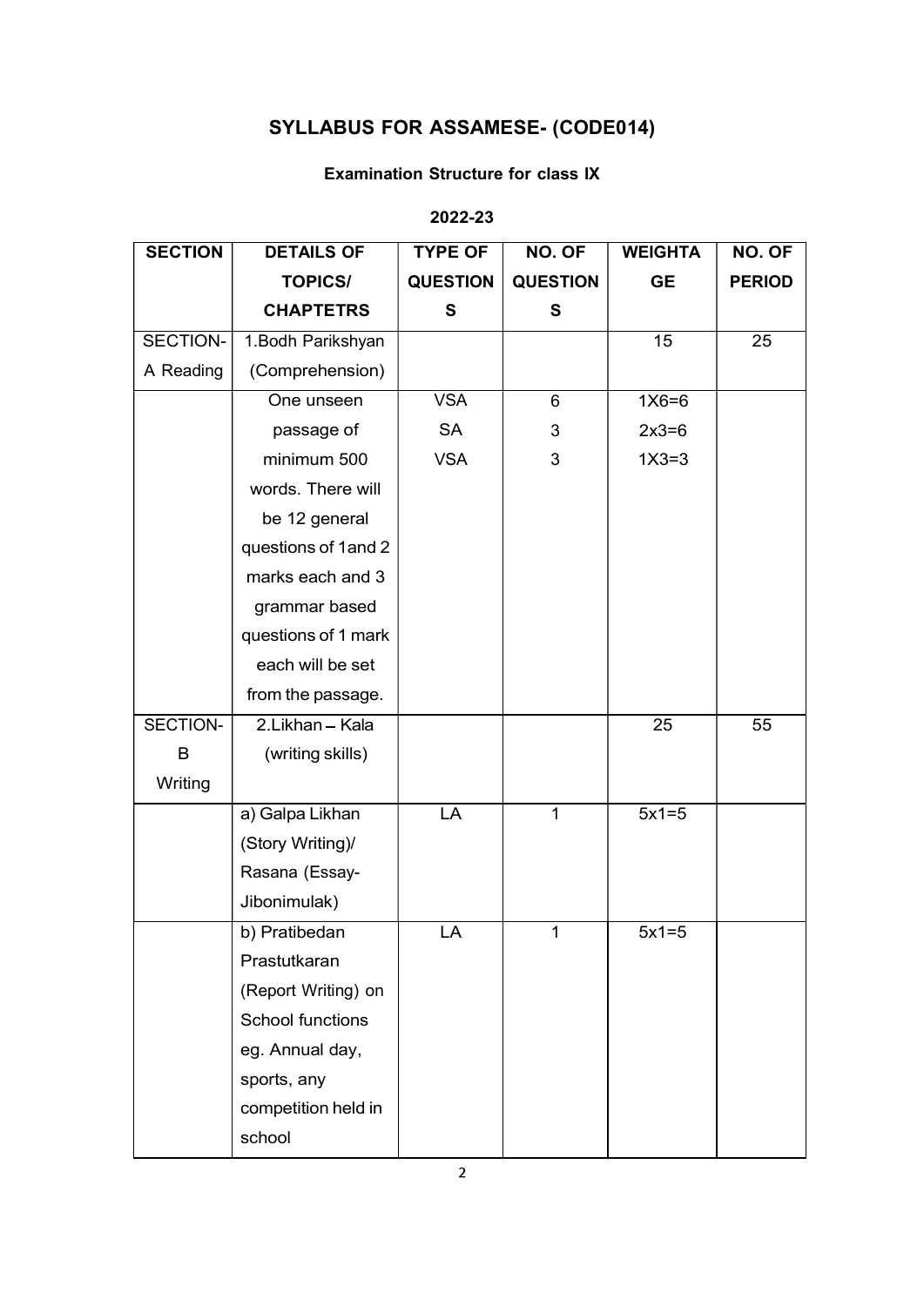# SYLLABUS FOR ASSAMESE- (CODE014)

### Examination Structure for class IX

### 2022-23

| SECTION | DETAILS OF TOPICS/ CHAPTETRS | TYPE OF QUESTIONS | NO. OF QUESTIONS | WEIGHTAGE | NO. OF PERIOD |
|---|---|---|---|---|---|
| SECTION-A Reading | 1.Bodh Parikshyan (Comprehension) | | | 15 | 25 |
| | One unseen passage of minimum 500 words. There will be 12 general questions of 1and 2 marks each and 3 grammar based questions of 1 mark each will be set from the passage. | VSA<br>SA<br>VSA | 6<br>3<br>3 | 1X6=6<br>2x3=6<br>1X3=3 | |
| SECTION-B Writing | 2.Likhan – Kala (writing skills) | | | 25 | 55 |
| | a) Galpa Likhan (Story Writing)/ Rasana (Essay-Jibonimulak) | LA | 1 | 5x1=5 | |
| | b) Pratibedan Prastutkaran (Report Writing) on School functions eg. Annual day, sports, any competition held in school | LA | 1 | 5x1=5 | |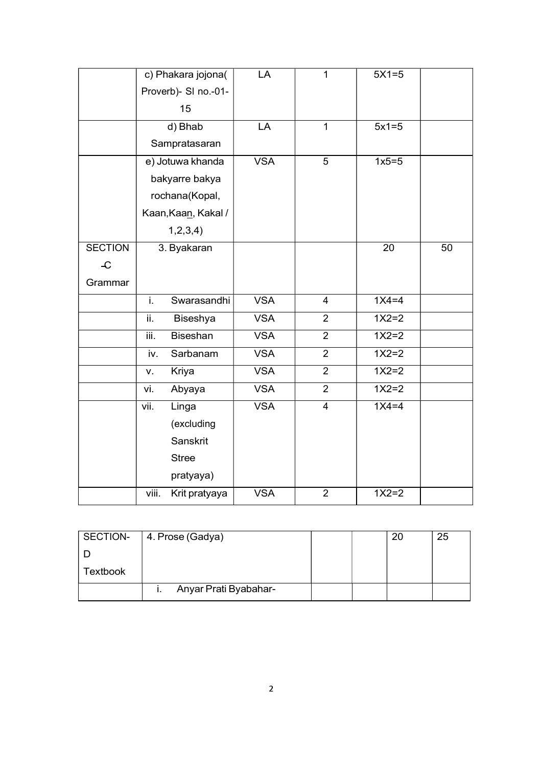|  | c) Phakara jojona( Proverb)- Sl no.-01-15 | LA | 1 | 5X1=5 |  |
|---|---|---|---|---|---|
|  | d) Bhab Sampratasaran | LA | 1 | 5x1=5 |  |
|  | e) Jotuwa khanda bakyarre bakya rochana(Kopal, Kaan,Kaan, Kakal / 1,2,3,4) | VSA | 5 | 1x5=5 |  |
| SECTION –C Grammar | 3. Byakaran |  |  | 20 | 50 |
|  | i. Swarasandhi | VSA | 4 | 1X4=4 |  |
|  | ii. Biseshya | VSA | 2 | 1X2=2 |  |
|  | iii. Biseshan | VSA | 2 | 1X2=2 |  |
|  | iv. Sarbanam | VSA | 2 | 1X2=2 |  |
|  | v. Kriya | VSA | 2 | 1X2=2 |  |
|  | vi. Abyaya | VSA | 2 | 1X2=2 |  |
|  | vii. Linga (excluding Sanskrit Stree pratyaya) | VSA | 4 | 1X4=4 |  |
|  | viii. Krit pratyaya | VSA | 2 | 1X2=2 |  |

| SECTION-D Textbook | 4. Prose (Gadya) |  |  | 20 | 25 |
|---|---|---|---|---|---|
|  | i. Anyar Prati Byabahar- |  |  |  |  |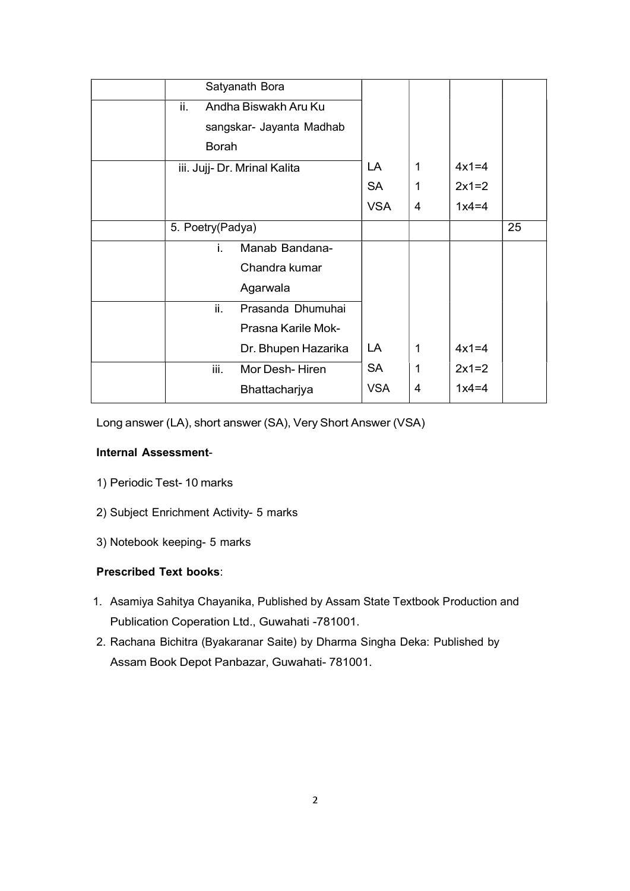| | | | | | |
|---|---|---|---|---|---|
| | Satyanath Bora | | | | |
| | ii. Andha Biswakh Aru Ku sangskar- Jayanta Madhab Borah | | | | |
| | iii. Jujj- Dr. Mrinal Kalita | LA<br>SA<br>VSA | 1<br>1<br>4 | 4x1=4<br>2x1=2<br>1x4=4 | |
| | 5. Poetry(Padya) | | | | 25 |
| | i. Manab Bandana- Chandra kumar Agarwala | | | | |
| | ii. Prasanda Dhumuhai Prasna Karile Mok- Dr. Bhupen Hazarika | LA | 1 | 4x1=4 | |
| | iii. Mor Desh- Hiren Bhattacharjya | SA<br>VSA | 1<br>4 | 2x1=2<br>1x4=4 | |

Long answer (LA), short answer (SA), Very Short Answer (VSA)

**Internal Assessment**-

1) Periodic Test- 10 marks

2) Subject Enrichment Activity- 5 marks

3) Notebook keeping- 5 marks

**Prescribed Text books**:

1. Asamiya Sahitya Chayanika, Published by Assam State Textbook Production and Publication Coperation Ltd., Guwahati -781001.
2. Rachana Bichitra (Byakaranar Saite) by Dharma Singha Deka: Published by Assam Book Depot Panbazar, Guwahati- 781001.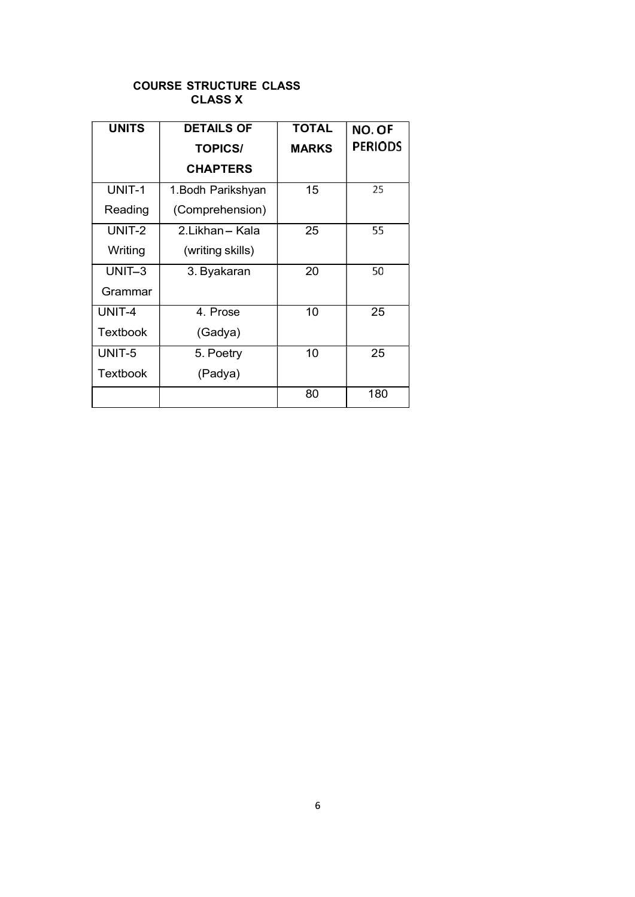### COURSE STRUCTURE CLASS
### CLASS X

| UNITS | DETAILS OF TOPICS/ CHAPTERS | TOTAL MARKS | NO. OF PERIODS |
|---|---|---|---|
| UNIT-1 Reading | 1.Bodh Parikshyan (Comprehension) | 15 | 25 |
| UNIT-2 Writing | 2.Likhan – Kala (writing skills) | 25 | 55 |
| UNIT–3 Grammar | 3. Byakaran | 20 | 50 |
| UNIT-4 Textbook | 4. Prose (Gadya) | 10 | 25 |
| UNIT-5 Textbook | 5. Poetry (Padya) | 10 | 25 |
| | | 80 | 180 |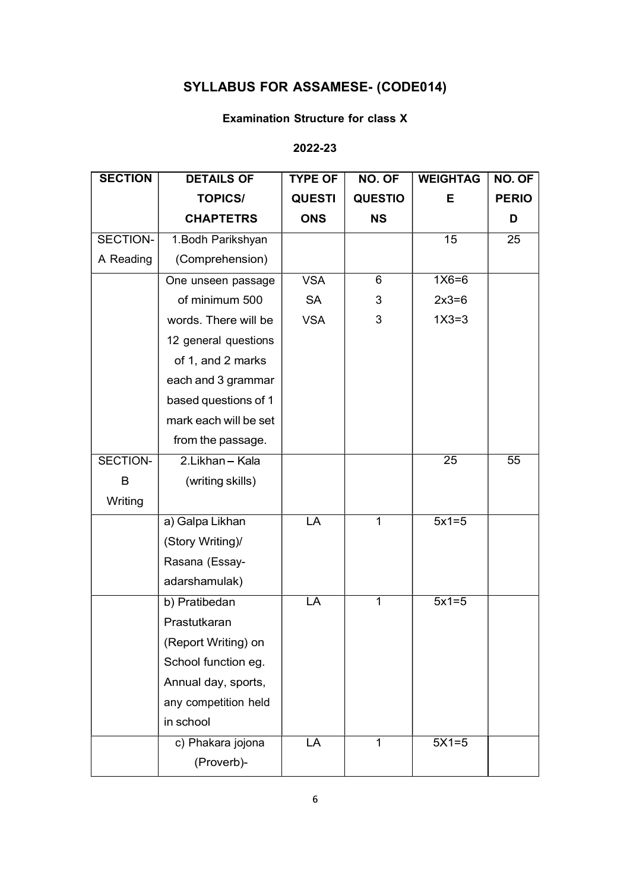# SYLLABUS FOR ASSAMESE- (CODE014)

### Examination Structure for class X

### 2022-23

| SECTION | DETAILS OF TOPICS/ CHAPTETRS | TYPE OF QUESTIONS | NO. OF QUESTIONS | WEIGHTAGE | NO. OF PERIOD |
|---|---|---|---|---|---|
| SECTION-A Reading | 1.Bodh Parikshyan (Comprehension) | | | 15 | 25 |
| | One unseen passage of minimum 500 words. There will be 12 general questions of 1, and 2 marks each and 3 grammar based questions of 1 mark each will be set from the passage. | VSA<br>SA<br>VSA | 6<br>3<br>3 | 1X6=6<br>2x3=6<br>1X3=3 | |
| SECTION-B Writing | 2.Likhan – Kala (writing skills) | | | 25 | 55 |
| | a) Galpa Likhan (Story Writing)/ Rasana (Essay-adarshamulak) | LA | 1 | 5x1=5 | |
| | b) Pratibedan Prastutkaran (Report Writing) on School function eg. Annual day, sports, any competition held in school | LA | 1 | 5x1=5 | |
| | c) Phakara jojona (Proverb)- | LA | 1 | 5X1=5 | |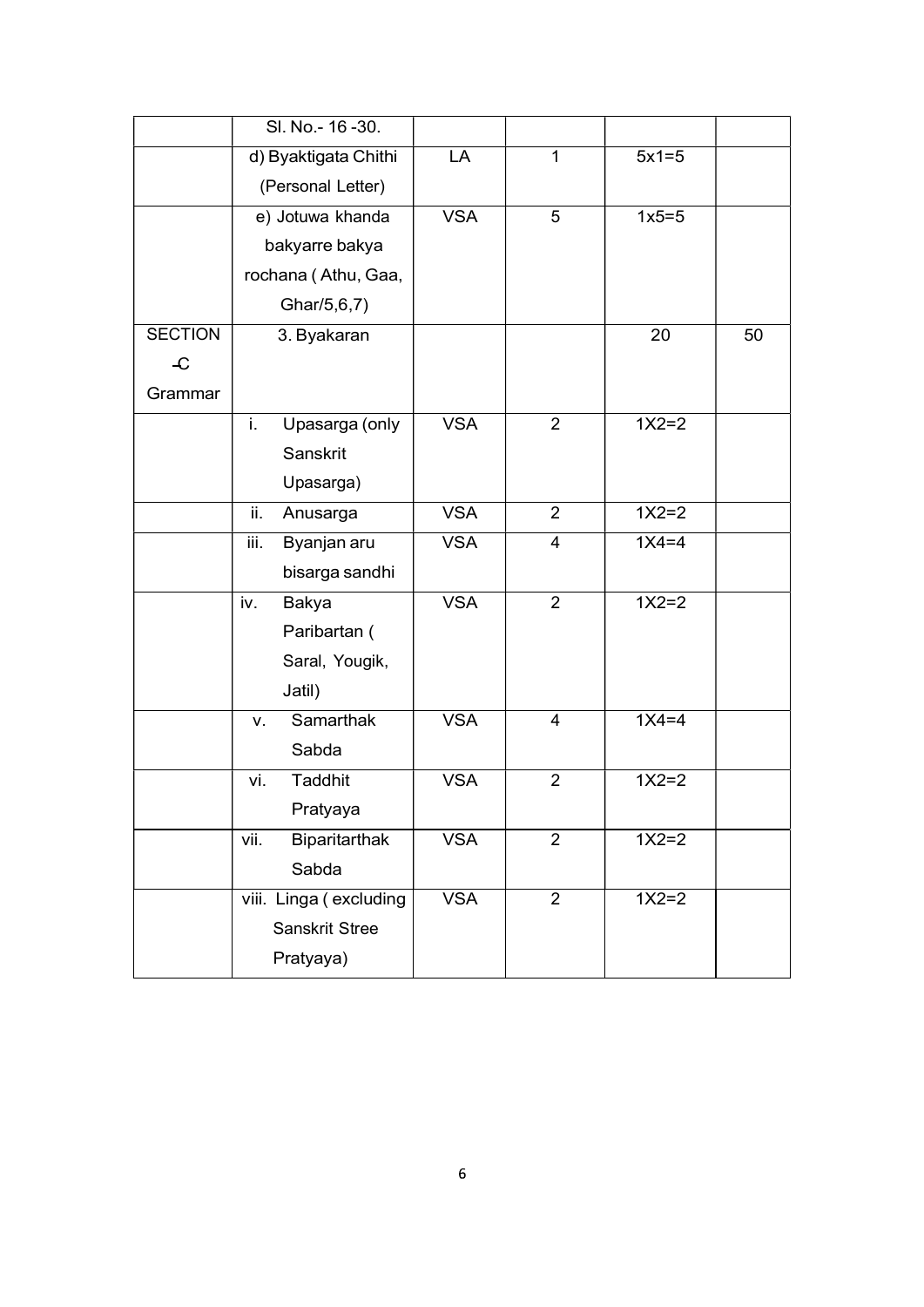| | | | | | |
|---|---|---|---|---|---|
| | Sl. No.- 16 -30. | | | | |
| | d) Byaktigata Chithi (Personal Letter) | LA | 1 | 5x1=5 | |
| | e) Jotuwa khanda bakyarre bakya rochana ( Athu, Gaa, Ghar/5,6,7) | VSA | 5 | 1x5=5 | |
| SECTION –C Grammar | 3. Byakaran | | | 20 | 50 |
| | i. Upasarga (only Sanskrit Upasarga) | VSA | 2 | 1X2=2 | |
| | ii. Anusarga | VSA | 2 | 1X2=2 | |
| | iii. Byanjan aru bisarga sandhi | VSA | 4 | 1X4=4 | |
| | iv. Bakya Paribartan ( Saral, Yougik, Jatil) | VSA | 2 | 1X2=2 | |
| | v. Samarthak Sabda | VSA | 4 | 1X4=4 | |
| | vi. Taddhit Pratyaya | VSA | 2 | 1X2=2 | |
| | vii. Biparitarthak Sabda | VSA | 2 | 1X2=2 | |
| | viii. Linga ( excluding Sanskrit Stree Pratyaya) | VSA | 2 | 1X2=2 | |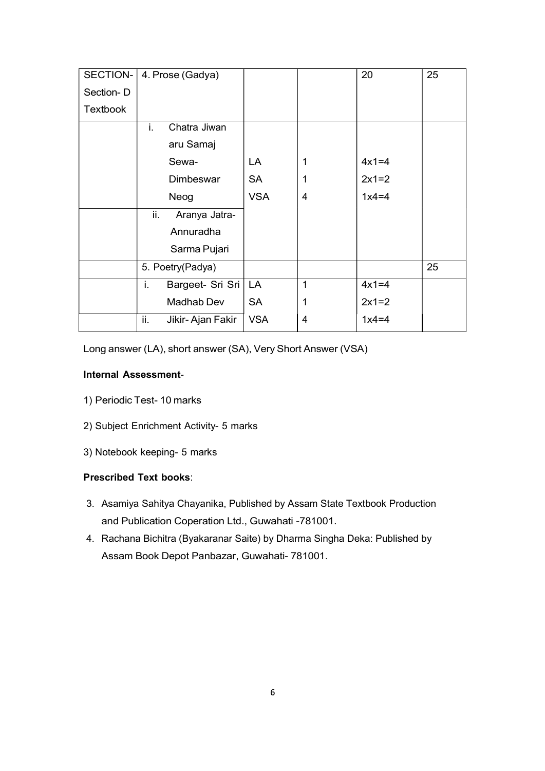| SECTION- Section- D Textbook | 4. Prose (Gadya) | | | 20 | 25 |
|---|---|---|---|---|---|
| | i. Chatra Jiwan aru Samaj Sewa- Dimbeswar Neog | LA<br>SA<br>VSA | 1<br>1<br>4 | 4x1=4<br>2x1=2<br>1x4=4 | |
| | ii. Aranya Jatra- Annuradha Sarma Pujari | | | | |
| | 5. Poetry(Padya) | | | | 25 |
| | i. Bargeet- Sri Sri Madhab Dev | LA<br>SA | 1<br>1 | 4x1=4<br>2x1=2 | |
| | ii. Jikir- Ajan Fakir | VSA | 4 | 1x4=4 | |

Long answer (LA), short answer (SA), Very Short Answer (VSA)

**Internal Assessment**-

1) Periodic Test- 10 marks
2) Subject Enrichment Activity- 5 marks
3) Notebook keeping- 5 marks

**Prescribed Text books**:

3. Asamiya Sahitya Chayanika, Published by Assam State Textbook Production and Publication Coperation Ltd., Guwahati -781001.
4. Rachana Bichitra (Byakaranar Saite) by Dharma Singha Deka: Published by Assam Book Depot Panbazar, Guwahati- 781001.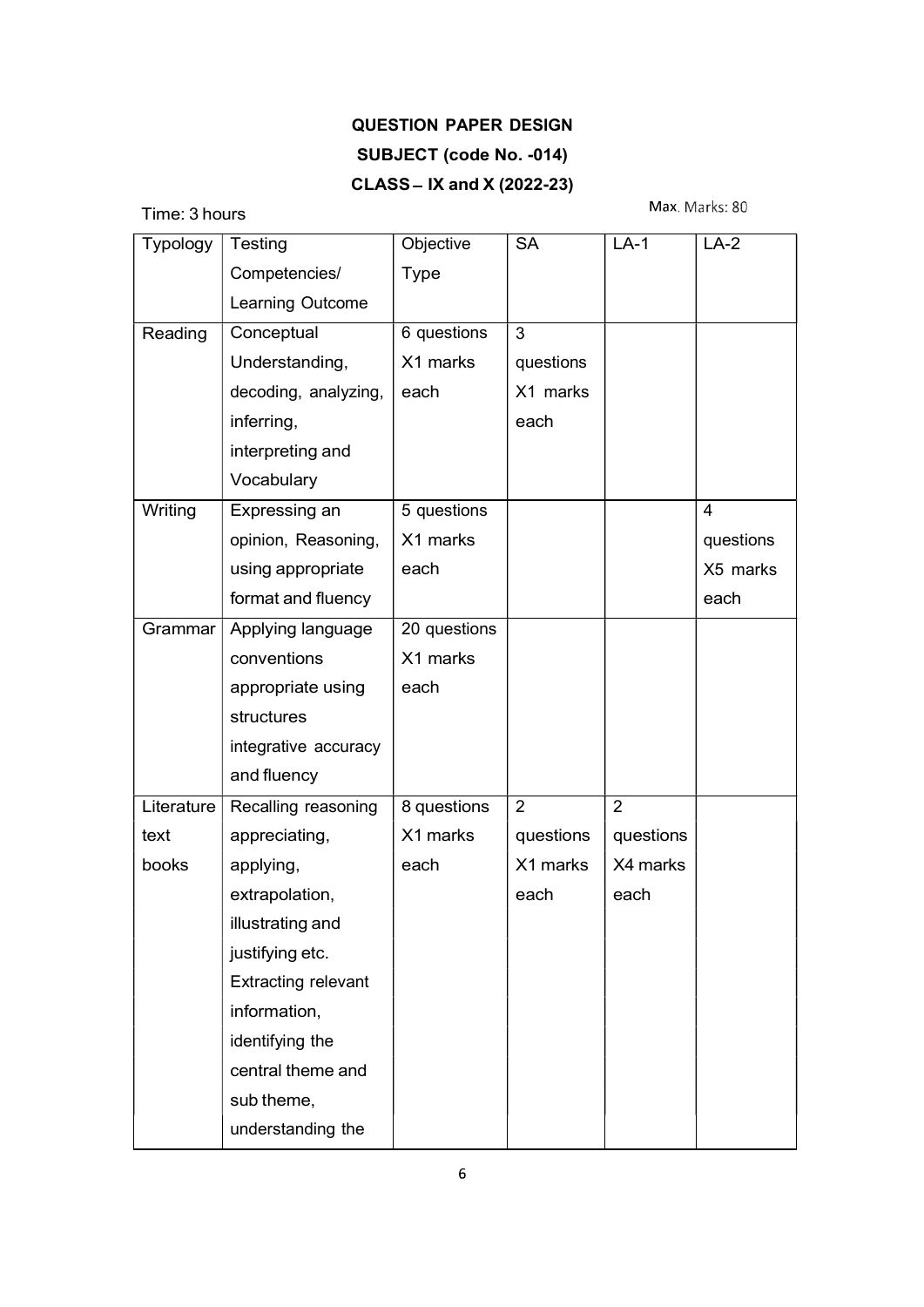**QUESTION PAPER DESIGN**

**SUBJECT (code No. -014)**

**CLASS – IX and X (2022-23)**

Time: 3 hours

Max. Marks: 80

| Typology | Testing Competencies/ Learning Outcome | Objective Type | SA | LA-1 | LA-2 |
|---|---|---|---|---|---|
| Reading | Conceptual Understanding, decoding, analyzing, inferring, interpreting and Vocabulary | 6 questions X1 marks each | 3 questions X1 marks each | | |
| Writing | Expressing an opinion, Reasoning, using appropriate format and fluency | 5 questions X1 marks each | | | 4 questions X5 marks each |
| Grammar | Applying language conventions appropriate using structures integrative accuracy and fluency | 20 questions X1 marks each | | | |
| Literature text books | Recalling reasoning appreciating, applying, extrapolation, illustrating and justifying etc. Extracting relevant information, identifying the central theme and sub theme, understanding the | 8 questions X1 marks each | 2 questions X1 marks each | 2 questions X4 marks each | |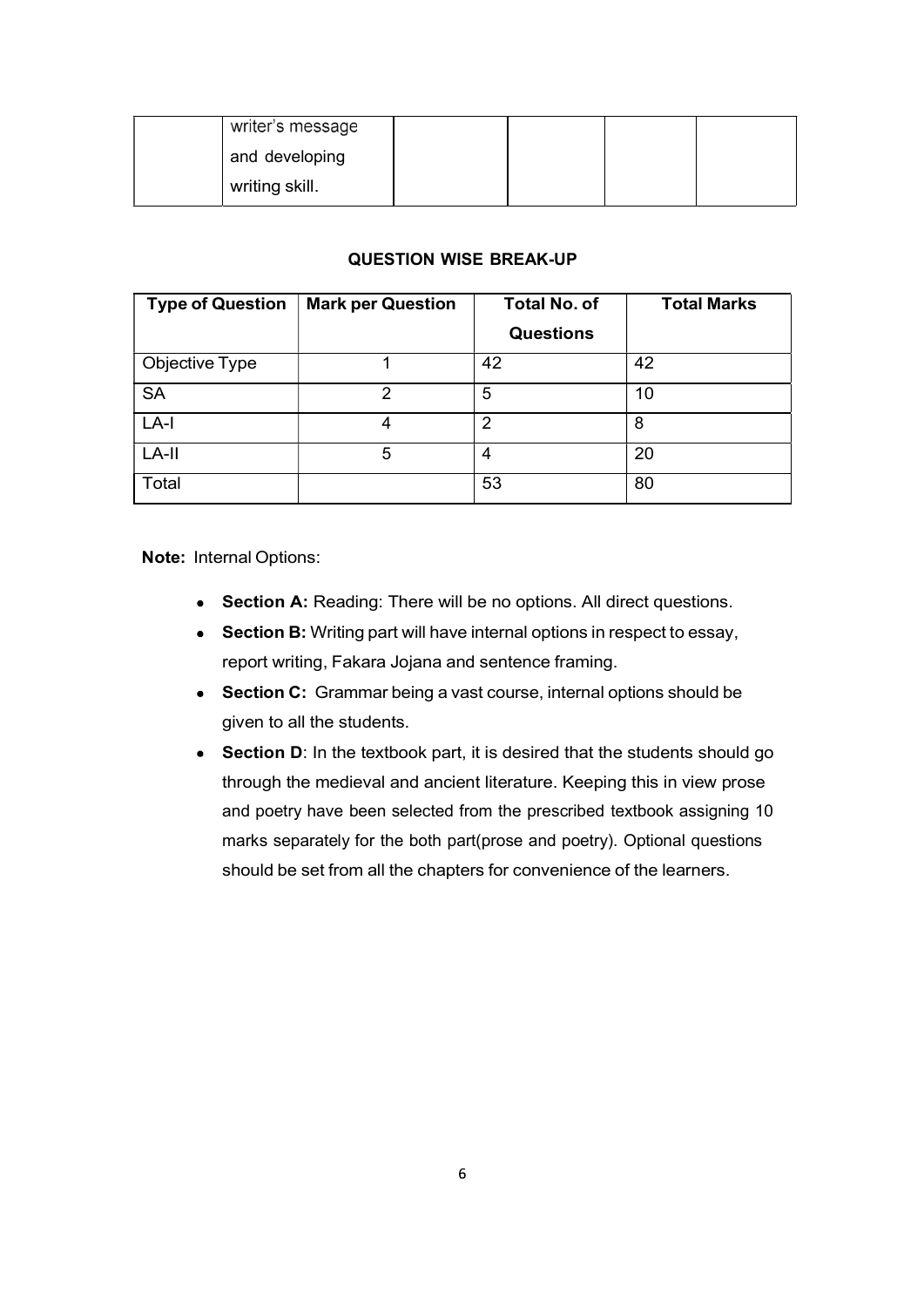| | | | | | |
|---|---|---|---|---|---|
| | writer's message and developing writing skill. | | | | |

**QUESTION WISE BREAK-UP**

| Type of Question | Mark per Question | Total No. of Questions | Total Marks |
|---|---|---|---|
| Objective Type | 1 | 42 | 42 |
| SA | 2 | 5 | 10 |
| LA-I | 4 | 2 | 8 |
| LA-II | 5 | 4 | 20 |
| Total | | 53 | 80 |

**Note:** Internal Options:

- **Section A:** Reading: There will be no options. All direct questions.
- **Section B:** Writing part will have internal options in respect to essay, report writing, Fakara Jojana and sentence framing.
- **Section C:** Grammar being a vast course, internal options should be given to all the students.
- **Section D**: In the textbook part, it is desired that the students should go through the medieval and ancient literature. Keeping this in view prose and poetry have been selected from the prescribed textbook assigning 10 marks separately for the both part(prose and poetry). Optional questions should be set from all the chapters for convenience of the learners.